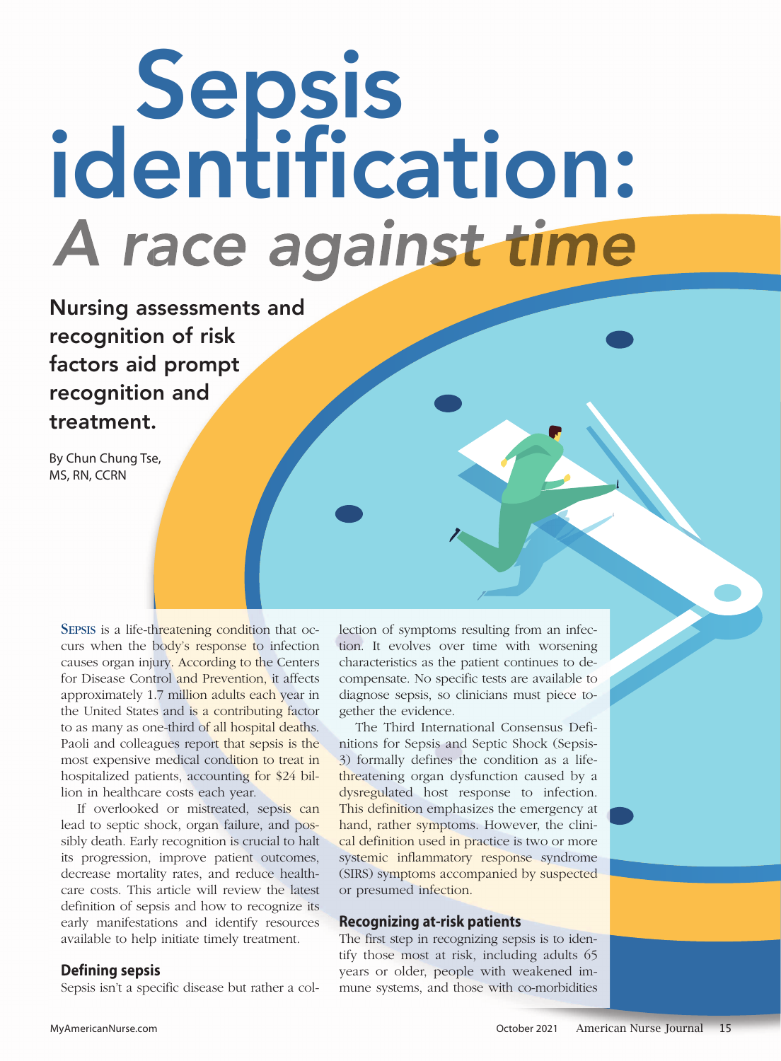# Sepsis identification: *A race against time*

**Nursing assessments and recognition of risk factors aid prompt recognition and treatment.**

By Chun Chung Tse, MS, RN, CCRN

**SEPSIS** is a life-threatening condition that occurs when the body's response to infection causes organ injury. According to the Centers for Disease Control and Prevention, it affects approximately 1.7 million adults each year in the United States and is a contributing factor to as many as one-third of all hospital deaths. Paoli and colleagues report that sepsis is the most expensive medical condition to treat in hospitalized patients, accounting for $24 billion in healthcare costs each year.

If overlooked or mistreated, sepsis can lead to septic shock, organ failure, and possibly death. Early recognition is crucial to halt its progression, improve patient outcomes, decrease mortality rates, and reduce healthcare costs. This article will review the latest definition of sepsis and how to recognize its early manifestations and identify resources available to help initiate timely treatment.

## Defining sepsis

Sepsis isn't a specific disease but rather a collection of symptoms resulting from an infection. It evolves over time with worsening characteristics as the patient continues to decompensate. No specific tests are available to diagnose sepsis, so clinicians must piece together the evidence.

The Third International Consensus Definitions for Sepsis and Septic Shock (Sepsis-3) formally defines the condition as a life-threatening organ dysfunction caused by a dysregulated host response to infection. This definition emphasizes the emergency at hand, rather symptoms. However, the clinical definition used in practice is two or more systemic inflammatory response syndrome (SIRS) symptoms accompanied by suspected or presumed infection.

## Recognizing at-risk patients

The first step in recognizing sepsis is to identify those most at risk, including adults 65 years or older, people with weakened immune systems, and those with co-morbidities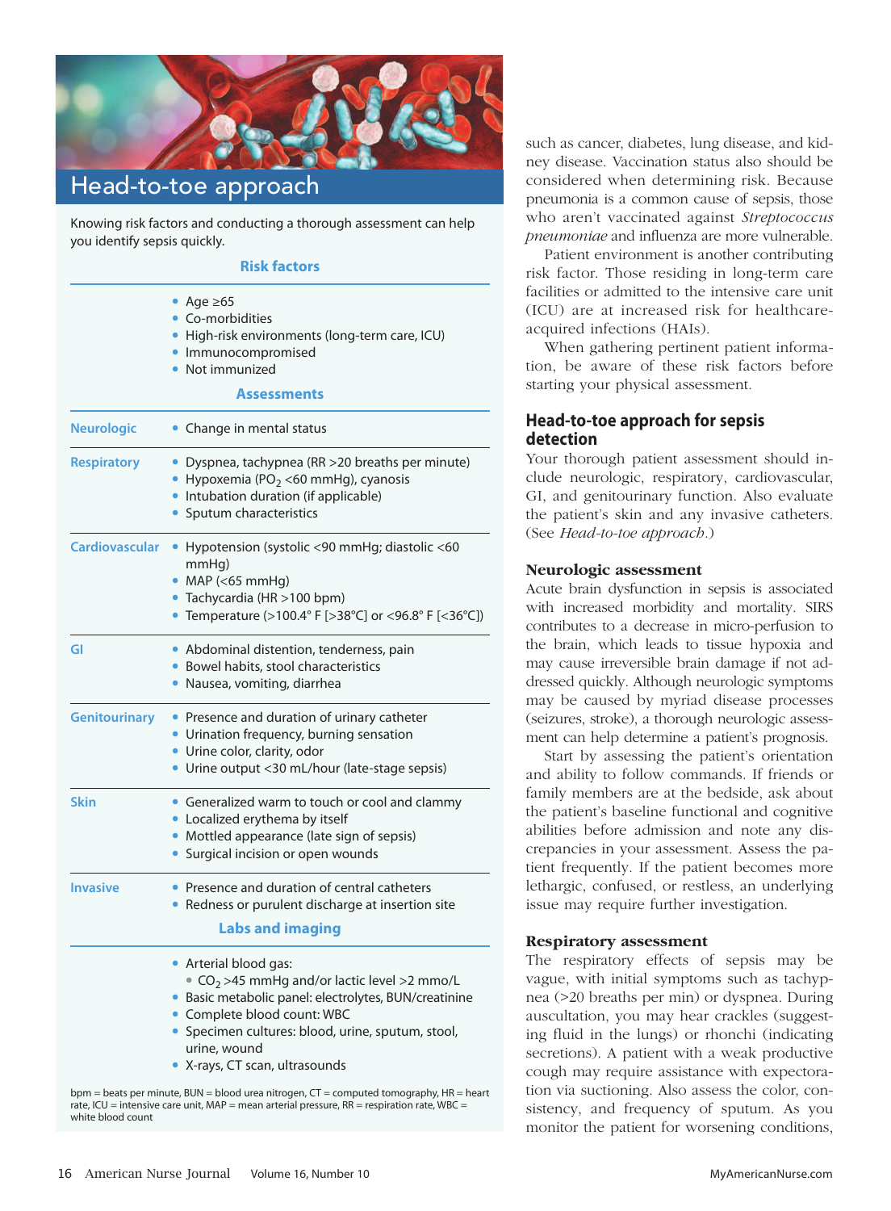## Head-to-toe approach

Knowing risk factors and conducting a thorough assessment can help you identify sepsis quickly.

**Risk factors**

- Age ≥65
- Co-morbidities
- High-risk environments (long-term care, ICU)
- Immunocompromised
- Not immunized

**Assessments**

| | |
|---|---|
| **Neurologic** | • Change in mental status |
| **Respiratory** | • Dyspnea, tachypnea (RR >20 breaths per minute)<br>• Hypoxemia ($PO_2$ <60 mmHg), cyanosis<br>• Intubation duration (if applicable)<br>• Sputum characteristics |
| **Cardiovascular** | • Hypotension (systolic <90 mmHg; diastolic <60 mmHg)<br>• MAP (<65 mmHg)<br>• Tachycardia (HR >100 bpm)<br>• Temperature (>100.4° F [>38°C] or <96.8° F [<36°C]) |
| **GI** | • Abdominal distention, tenderness, pain<br>• Bowel habits, stool characteristics<br>• Nausea, vomiting, diarrhea |
| **Genitourinary** | • Presence and duration of urinary catheter<br>• Urination frequency, burning sensation<br>• Urine color, clarity, odor<br>• Urine output <30 mL/hour (late-stage sepsis) |
| **Skin** | • Generalized warm to touch or cool and clammy<br>• Localized erythema by itself<br>• Mottled appearance (late sign of sepsis)<br>• Surgical incision or open wounds |
| **Invasive** | • Presence and duration of central catheters<br>• Redness or purulent discharge at insertion site |

**Labs and imaging**

- Arterial blood gas:
  - $CO_2$ >45 mmHg and/or lactic level >2 mmo/L
- Basic metabolic panel: electrolytes, BUN/creatinine
- Complete blood count: WBC
- Specimen cultures: blood, urine, sputum, stool, urine, wound
- X-rays, CT scan, ultrasounds

bpm = beats per minute, BUN = blood urea nitrogen, CT = computed tomography, HR = heart rate, ICU = intensive care unit, MAP = mean arterial pressure, RR = respiration rate, WBC = white blood count

such as cancer, diabetes, lung disease, and kidney disease. Vaccination status also should be considered when determining risk. Because pneumonia is a common cause of sepsis, those who aren't vaccinated against *Streptococcus pneumoniae* and influenza are more vulnerable.

Patient environment is another contributing risk factor. Those residing in long-term care facilities or admitted to the intensive care unit (ICU) are at increased risk for healthcare-acquired infections (HAIs).

When gathering pertinent patient information, be aware of these risk factors before starting your physical assessment.

## Head-to-toe approach for sepsis detection

Your thorough patient assessment should include neurologic, respiratory, cardiovascular, GI, and genitourinary function. Also evaluate the patient's skin and any invasive catheters. (See *Head-to-toe approach*.)

### Neurologic assessment

Acute brain dysfunction in sepsis is associated with increased morbidity and mortality. SIRS contributes to a decrease in micro-perfusion to the brain, which leads to tissue hypoxia and may cause irreversible brain damage if not addressed quickly. Although neurologic symptoms may be caused by myriad disease processes (seizures, stroke), a thorough neurologic assessment can help determine a patient's prognosis.

Start by assessing the patient's orientation and ability to follow commands. If friends or family members are at the bedside, ask about the patient's baseline functional and cognitive abilities before admission and note any discrepancies in your assessment. Assess the patient frequently. If the patient becomes more lethargic, confused, or restless, an underlying issue may require further investigation.

### Respiratory assessment

The respiratory effects of sepsis may be vague, with initial symptoms such as tachypnea (>20 breaths per min) or dyspnea. During auscultation, you may hear crackles (suggesting fluid in the lungs) or rhonchi (indicating secretions). A patient with a weak productive cough may require assistance with expectoration via suctioning. Also assess the color, consistency, and frequency of sputum. As you monitor the patient for worsening conditions,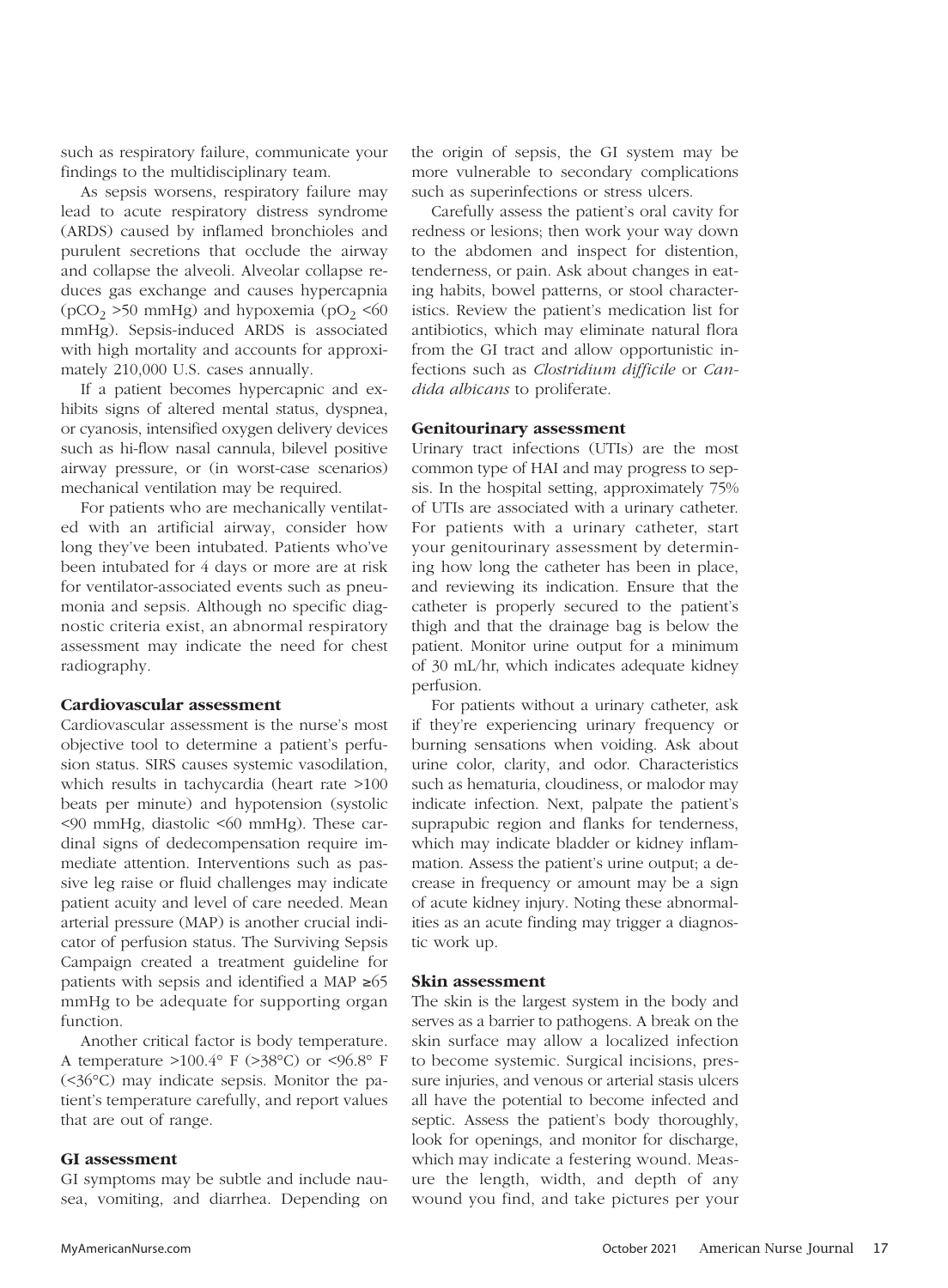such as respiratory failure, communicate your findings to the multidisciplinary team.

As sepsis worsens, respiratory failure may lead to acute respiratory distress syndrome (ARDS) caused by inflamed bronchioles and purulent secretions that occlude the airway and collapse the alveoli. Alveolar collapse reduces gas exchange and causes hypercapnia ($pCO_2$ >50 mmHg) and hypoxemia ($pO_2$ <60 mmHg). Sepsis-induced ARDS is associated with high mortality and accounts for approximately 210,000 U.S. cases annually.

If a patient becomes hypercapnic and exhibits signs of altered mental status, dyspnea, or cyanosis, intensified oxygen delivery devices such as hi-flow nasal cannula, bilevel positive airway pressure, or (in worst-case scenarios) mechanical ventilation may be required.

For patients who are mechanically ventilated with an artificial airway, consider how long they've been intubated. Patients who've been intubated for 4 days or more are at risk for ventilator-associated events such as pneumonia and sepsis. Although no specific diagnostic criteria exist, an abnormal respiratory assessment may indicate the need for chest radiography.

### Cardiovascular assessment

Cardiovascular assessment is the nurse's most objective tool to determine a patient's perfusion status. SIRS causes systemic vasodilation, which results in tachycardia (heart rate >100 beats per minute) and hypotension (systolic <90 mmHg, diastolic <60 mmHg). These cardinal signs of dedecompensation require immediate attention. Interventions such as passive leg raise or fluid challenges may indicate patient acuity and level of care needed. Mean arterial pressure (MAP) is another crucial indicator of perfusion status. The Surviving Sepsis Campaign created a treatment guideline for patients with sepsis and identified a MAP ≥65 mmHg to be adequate for supporting organ function.

Another critical factor is body temperature. A temperature >100.4° F (>38°C) or <96.8° F (<36°C) may indicate sepsis. Monitor the patient's temperature carefully, and report values that are out of range.

### GI assessment

GI symptoms may be subtle and include nausea, vomiting, and diarrhea. Depending on the origin of sepsis, the GI system may be more vulnerable to secondary complications such as superinfections or stress ulcers.

Carefully assess the patient's oral cavity for redness or lesions; then work your way down to the abdomen and inspect for distention, tenderness, or pain. Ask about changes in eating habits, bowel patterns, or stool characteristics. Review the patient's medication list for antibiotics, which may eliminate natural flora from the GI tract and allow opportunistic infections such as *Clostridium difficile* or *Candida albicans* to proliferate.

### Genitourinary assessment

Urinary tract infections (UTIs) are the most common type of HAI and may progress to sepsis. In the hospital setting, approximately 75% of UTIs are associated with a urinary catheter. For patients with a urinary catheter, start your genitourinary assessment by determining how long the catheter has been in place, and reviewing its indication. Ensure that the catheter is properly secured to the patient's thigh and that the drainage bag is below the patient. Monitor urine output for a minimum of 30 mL/hr, which indicates adequate kidney perfusion.

For patients without a urinary catheter, ask if they're experiencing urinary frequency or burning sensations when voiding. Ask about urine color, clarity, and odor. Characteristics such as hematuria, cloudiness, or malodor may indicate infection. Next, palpate the patient's suprapubic region and flanks for tenderness, which may indicate bladder or kidney inflammation. Assess the patient's urine output; a decrease in frequency or amount may be a sign of acute kidney injury. Noting these abnormalities as an acute finding may trigger a diagnostic work up.

### Skin assessment

The skin is the largest system in the body and serves as a barrier to pathogens. A break on the skin surface may allow a localized infection to become systemic. Surgical incisions, pressure injuries, and venous or arterial stasis ulcers all have the potential to become infected and septic. Assess the patient's body thoroughly, look for openings, and monitor for discharge, which may indicate a festering wound. Measure the length, width, and depth of any wound you find, and take pictures per your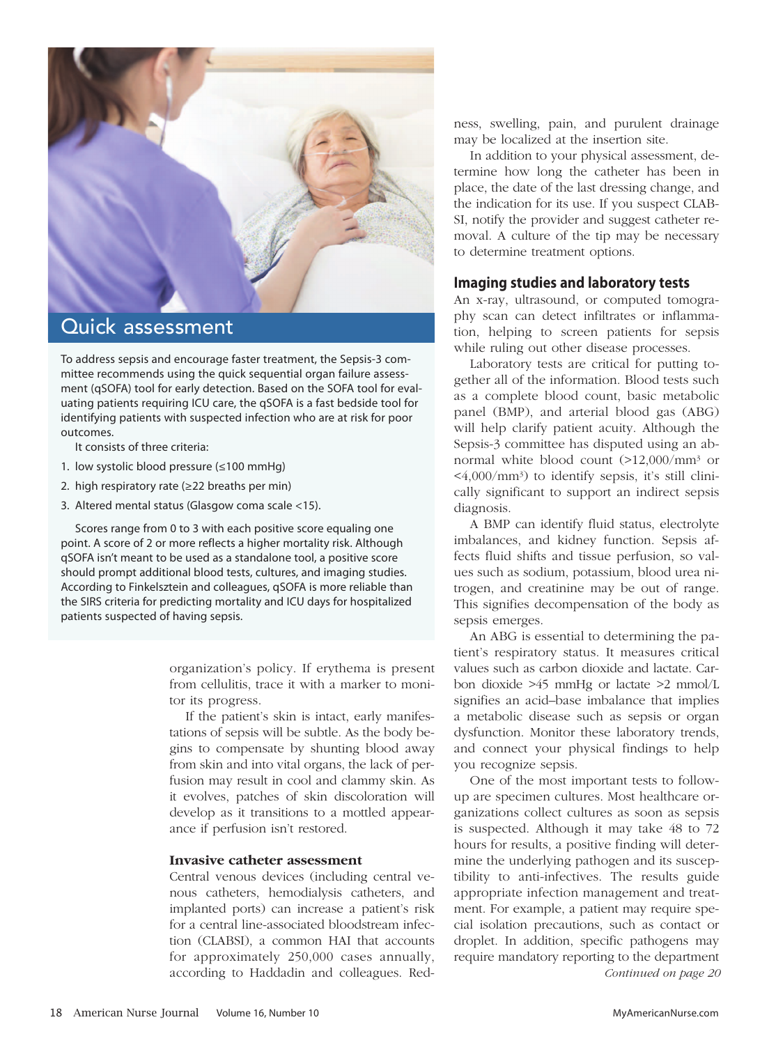## Quick assessment

To address sepsis and encourage faster treatment, the Sepsis-3 committee recommends using the quick sequential organ failure assessment (qSOFA) tool for early detection. Based on the SOFA tool for evaluating patients requiring ICU care, the qSOFA is a fast bedside tool for identifying patients with suspected infection who are at risk for poor outcomes.

It consists of three criteria:

1. low systolic blood pressure (≤100 mmHg)
2. high respiratory rate (≥22 breaths per min)
3. Altered mental status (Glasgow coma scale <15).

Scores range from 0 to 3 with each positive score equaling one point. A score of 2 or more reflects a higher mortality risk. Although qSOFA isn't meant to be used as a standalone tool, a positive score should prompt additional blood tests, cultures, and imaging studies. According to Finkelsztein and colleagues, qSOFA is more reliable than the SIRS criteria for predicting mortality and ICU days for hospitalized patients suspected of having sepsis.

organization's policy. If erythema is present from cellulitis, trace it with a marker to monitor its progress.

If the patient's skin is intact, early manifestations of sepsis will be subtle. As the body begins to compensate by shunting blood away from skin and into vital organs, the lack of perfusion may result in cool and clammy skin. As it evolves, patches of skin discoloration will develop as it transitions to a mottled appearance if perfusion isn't restored.

### Invasive catheter assessment

Central venous devices (including central venous catheters, hemodialysis catheters, and implanted ports) can increase a patient's risk for a central line-associated bloodstream infection (CLABSI), a common HAI that accounts for approximately 250,000 cases annually, according to Haddadin and colleagues. Redness, swelling, pain, and purulent drainage may be localized at the insertion site.

In addition to your physical assessment, determine how long the catheter has been in place, the date of the last dressing change, and the indication for its use. If you suspect CLABSI, notify the provider and suggest catheter removal. A culture of the tip may be necessary to determine treatment options.

### Imaging studies and laboratory tests

An x-ray, ultrasound, or computed tomography scan can detect infiltrates or inflammation, helping to screen patients for sepsis while ruling out other disease processes.

Laboratory tests are critical for putting together all of the information. Blood tests such as a complete blood count, basic metabolic panel (BMP), and arterial blood gas (ABG) will help clarify patient acuity. Although the Sepsis-3 committee has disputed using an abnormal white blood count (>12,000/mm$^3$ or <4,000/mm$^3$) to identify sepsis, it's still clinically significant to support an indirect sepsis diagnosis.

A BMP can identify fluid status, electrolyte imbalances, and kidney function. Sepsis affects fluid shifts and tissue perfusion, so values such as sodium, potassium, blood urea nitrogen, and creatinine may be out of range. This signifies decompensation of the body as sepsis emerges.

An ABG is essential to determining the patient's respiratory status. It measures critical values such as carbon dioxide and lactate. Carbon dioxide >45 mmHg or lactate >2 mmol/L signifies an acid–base imbalance that implies a metabolic disease such as sepsis or organ dysfunction. Monitor these laboratory trends, and connect your physical findings to help you recognize sepsis.

One of the most important tests to follow-up are specimen cultures. Most healthcare organizations collect cultures as soon as sepsis is suspected. Although it may take 48 to 72 hours for results, a positive finding will determine the underlying pathogen and its susceptibility to anti-infectives. The results guide appropriate infection management and treatment. For example, a patient may require special isolation precautions, such as contact or droplet. In addition, specific pathogens may require mandatory reporting to the department

*Continued on page 20*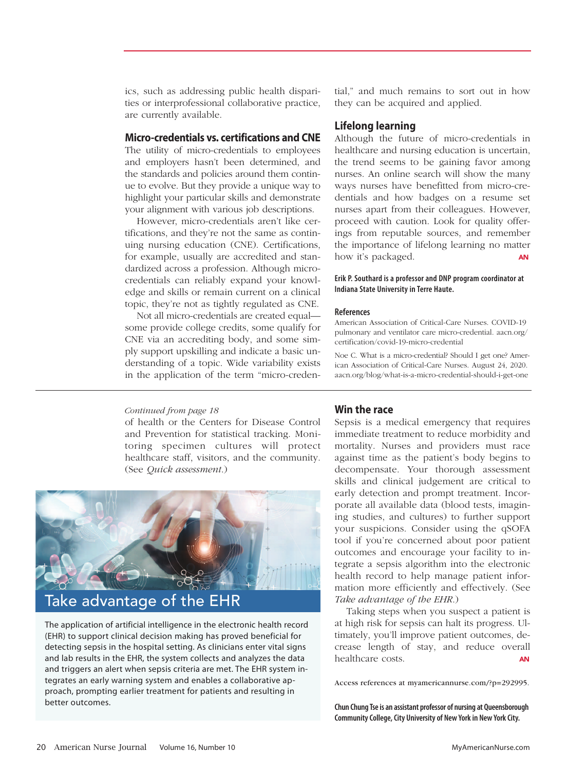ics, such as addressing public health disparities or interprofessional collaborative practice, are currently available.

## Micro-credentials vs. certifications and CNE

The utility of micro-credentials to employees and employers hasn't been determined, and the standards and policies around them continue to evolve. But they provide a unique way to highlight your particular skills and demonstrate your alignment with various job descriptions.

However, micro-credentials aren't like certifications, and they're not the same as continuing nursing education (CNE). Certifications, for example, usually are accredited and standardized across a profession. Although micro-credentials can reliably expand your knowledge and skills or remain current on a clinical topic, they're not as tightly regulated as CNE.

Not all micro-credentials are created equal—some provide college credits, some qualify for CNE via an accrediting body, and some simply support upskilling and indicate a basic understanding of a topic. Wide variability exists in the application of the term "micro-credential," and much remains to sort out in how they can be acquired and applied.

## Lifelong learning

Although the future of micro-credentials in healthcare and nursing education is uncertain, the trend seems to be gaining favor among nurses. An online search will show the many ways nurses have benefitted from micro-credentials and how badges on a resume set nurses apart from their colleagues. However, proceed with caution. Look for quality offerings from reputable sources, and remember the importance of lifelong learning no matter how it's packaged. **AN**

**Erik P. Southard is a professor and DNP program coordinator at Indiana State University in Terre Haute.**

### References

American Association of Critical-Care Nurses. COVID-19 pulmonary and ventilator care micro-credential. aacn.org/certification/covid-19-micro-credential

Noe C. What is a micro-credential? Should I get one? American Association of Critical-Care Nurses. August 24, 2020. aacn.org/blog/what-is-a-micro-credential-should-i-get-one

---

*Continued from page 18*

of health or the Centers for Disease Control and Prevention for statistical tracking. Monitoring specimen cultures will protect healthcare staff, visitors, and the community. (See *Quick assessment*.)

## Take advantage of the EHR

The application of artificial intelligence in the electronic health record (EHR) to support clinical decision making has proved beneficial for detecting sepsis in the hospital setting. As clinicians enter vital signs and lab results in the EHR, the system collects and analyzes the data and triggers an alert when sepsis criteria are met. The EHR system integrates an early warning system and enables a collaborative approach, prompting earlier treatment for patients and resulting in better outcomes.

## Win the race

Sepsis is a medical emergency that requires immediate treatment to reduce morbidity and mortality. Nurses and providers must race against time as the patient's body begins to decompensate. Your thorough assessment skills and clinical judgement are critical to early detection and prompt treatment. Incorporate all available data (blood tests, imaging studies, and cultures) to further support your suspicions. Consider using the qSOFA tool if you're concerned about poor patient outcomes and encourage your facility to integrate a sepsis algorithm into the electronic health record to help manage patient information more efficiently and effectively. (See *Take advantage of the EHR*.)

Taking steps when you suspect a patient is at high risk for sepsis can halt its progress. Ultimately, you'll improve patient outcomes, decrease length of stay, and reduce overall healthcare costs. **AN**

Access references at myamericannurse.com/?p=292995.

**Chun Chung Tse is an assistant professor of nursing at Queensborough Community College, City University of New York in New York City.**